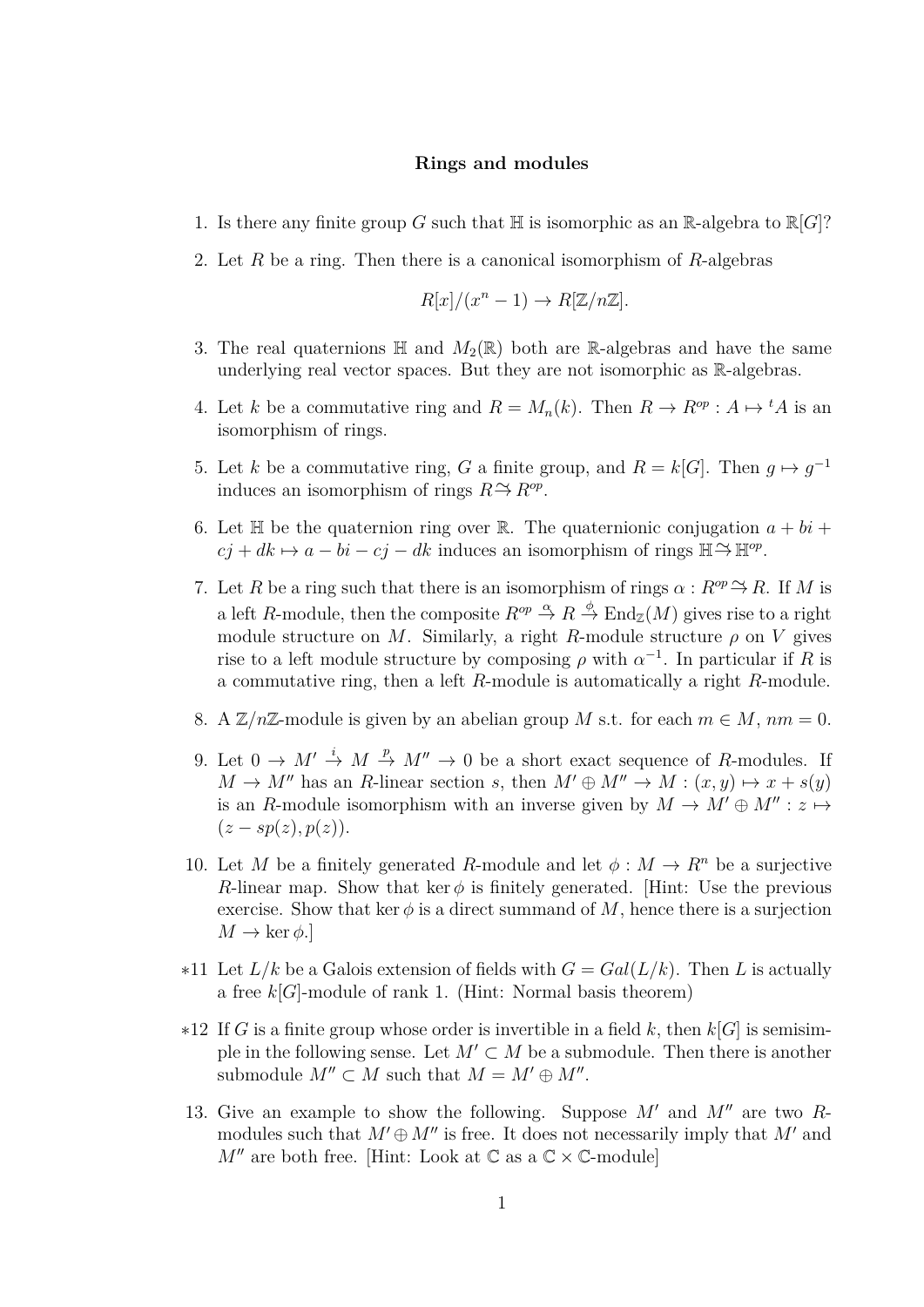**Rings and modules**

1. Is there any finite group $G$ such that $\mathbb{H}$ is isomorphic as an $\mathbb{R}$-algebra to $\mathbb{R}[G]$?

2. Let $R$ be a ring. Then there is a canonical isomorphism of $R$-algebras

$$R[x]/(x^n - 1) \to R[\mathbb{Z}/n\mathbb{Z}].$$

3. The real quaternions $\mathbb{H}$ and $M_2(\mathbb{R})$ both are $\mathbb{R}$-algebras and have the same underlying real vector spaces. But they are not isomorphic as $\mathbb{R}$-algebras.

4. Let $k$ be a commutative ring and $R = M_n(k)$. Then $R \to R^{op} : A \mapsto {}^tA$ is an isomorphism of rings.

5. Let $k$ be a commutative ring, $G$ a finite group, and $R = k[G]$. Then $g \mapsto g^{-1}$ induces an isomorphism of rings $R \xrightarrow{\sim} R^{op}$.

6. Let $\mathbb{H}$ be the quaternion ring over $\mathbb{R}$. The quaternionic conjugation $a + bi + cj + dk \mapsto a - bi - cj - dk$ induces an isomorphism of rings $\mathbb{H} \xrightarrow{\sim} \mathbb{H}^{op}$.

7. Let $R$ be a ring such that there is an isomorphism of rings $\alpha : R^{op} \xrightarrow{\sim} R$. If $M$ is a left $R$-module, then the composite $R^{op} \xrightarrow{\alpha} R \xrightarrow{\phi} \mathrm{End}_{\mathbb{Z}}(M)$ gives rise to a right module structure on $M$. Similarly, a right $R$-module structure $\rho$ on $V$ gives rise to a left module structure by composing $\rho$ with $\alpha^{-1}$. In particular if $R$ is a commutative ring, then a left $R$-module is automatically a right $R$-module.

8. A $\mathbb{Z}/n\mathbb{Z}$-module is given by an abelian group $M$ s.t. for each $m \in M$, $nm = 0$.

9. Let $0 \to M' \xrightarrow{i} M \xrightarrow{p} M'' \to 0$ be a short exact sequence of $R$-modules. If $M \to M''$ has an $R$-linear section $s$, then $M' \oplus M'' \to M : (x, y) \mapsto x + s(y)$ is an $R$-module isomorphism with an inverse given by $M \to M' \oplus M'' : z \mapsto (z - sp(z), p(z))$.

10. Let $M$ be a finitely generated $R$-module and let $\phi : M \to R^n$ be a surjective $R$-linear map. Show that $\ker \phi$ is finitely generated. [Hint: Use the previous exercise. Show that $\ker \phi$ is a direct summand of $M$, hence there is a surjection $M \to \ker \phi$.]

*11 Let $L/k$ be a Galois extension of fields with $G = Gal(L/k)$. Then $L$ is actually a free $k[G]$-module of rank 1. (Hint: Normal basis theorem)

*12 If $G$ is a finite group whose order is invertible in a field $k$, then $k[G]$ is semisimple in the following sense. Let $M' \subset M$ be a submodule. Then there is another submodule $M'' \subset M$ such that $M = M' \oplus M''$.

13. Give an example to show the following. Suppose $M'$ and $M''$ are two $R$-modules such that $M' \oplus M''$ is free. It does not necessarily imply that $M'$ and $M''$ are both free. [Hint: Look at $\mathbb{C}$ as a $\mathbb{C} \times \mathbb{C}$-module]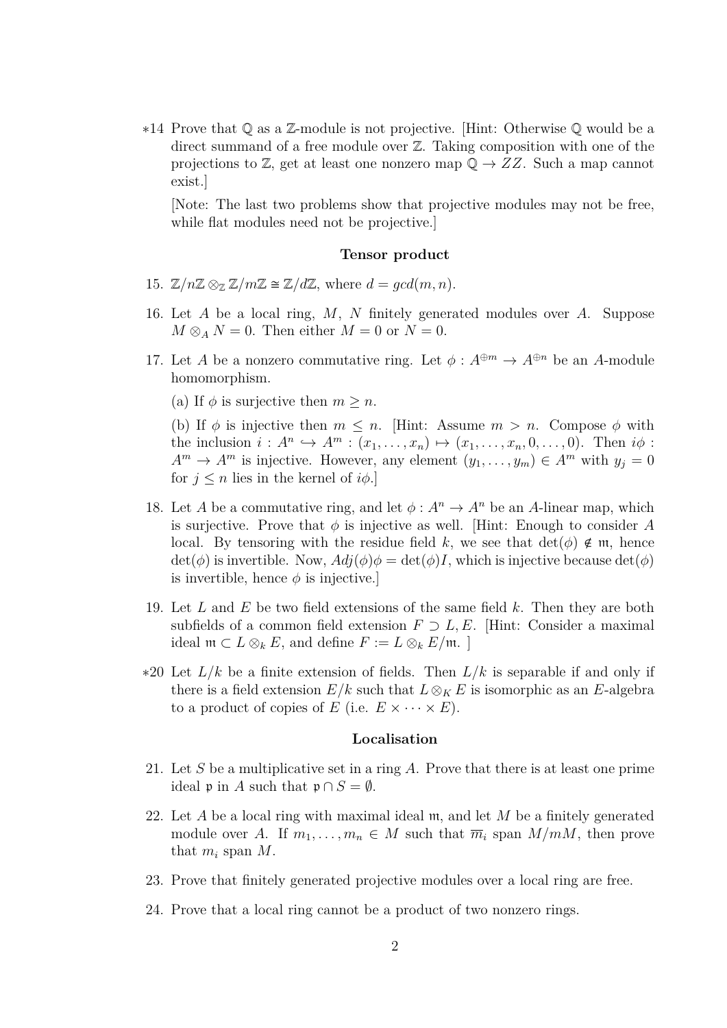*14 Prove that $\mathbb{Q}$ as a $\mathbb{Z}$-module is not projective. [Hint: Otherwise $\mathbb{Q}$ would be a direct summand of a free module over $\mathbb{Z}$. Taking composition with one of the projections to $\mathbb{Z}$, get at least one nonzero map $\mathbb{Q} \to ZZ$. Such a map cannot exist.]

[Note: The last two problems show that projective modules may not be free, while flat modules need not be projective.]

### Tensor product

15. $\mathbb{Z}/n\mathbb{Z} \otimes_{\mathbb{Z}} \mathbb{Z}/m\mathbb{Z} \cong \mathbb{Z}/d\mathbb{Z}$, where $d = gcd(m, n)$.

16. Let $A$ be a local ring, $M$, $N$ finitely generated modules over $A$. Suppose $M \otimes_A N = 0$. Then either $M = 0$ or $N = 0$.

17. Let $A$ be a nonzero commutative ring. Let $\phi : A^{\oplus m} \to A^{\oplus n}$ be an $A$-module homomorphism.

    (a) If $\phi$ is surjective then $m \geq n$.

    (b) If $\phi$ is injective then $m \leq n$. [Hint: Assume $m > n$. Compose $\phi$ with the inclusion $i : A^n \hookrightarrow A^m : (x_1, \ldots, x_n) \mapsto (x_1, \ldots, x_n, 0, \ldots, 0)$. Then $i\phi : A^m \to A^m$ is injective. However, any element $(y_1, \ldots, y_m) \in A^m$ with $y_j = 0$ for $j \leq n$ lies in the kernel of $i\phi$.]

18. Let $A$ be a commutative ring, and let $\phi : A^n \to A^n$ be an $A$-linear map, which is surjective. Prove that $\phi$ is injective as well. [Hint: Enough to consider $A$ local. By tensoring with the residue field $k$, we see that $\det(\phi) \notin \mathfrak{m}$, hence $\det(\phi)$ is invertible. Now, $Adj(\phi)\phi = \det(\phi)I$, which is injective because $\det(\phi)$ is invertible, hence $\phi$ is injective.]

19. Let $L$ and $E$ be two field extensions of the same field $k$. Then they are both subfields of a common field extension $F \supset L, E$. [Hint: Consider a maximal ideal $\mathfrak{m} \subset L \otimes_k E$, and define $F := L \otimes_k E/\mathfrak{m}$. ]

*20 Let $L/k$ be a finite extension of fields. Then $L/k$ is separable if and only if there is a field extension $E/k$ such that $L \otimes_K E$ is isomorphic as an $E$-algebra to a product of copies of $E$ (i.e. $E \times \cdots \times E$).

### Localisation

21. Let $S$ be a multiplicative set in a ring $A$. Prove that there is at least one prime ideal $\mathfrak{p}$ in $A$ such that $\mathfrak{p} \cap S = \emptyset$.

22. Let $A$ be a local ring with maximal ideal $\mathfrak{m}$, and let $M$ be a finitely generated module over $A$. If $m_1, \ldots, m_n \in M$ such that $\overline{m}_i$ span $M/mM$, then prove that $m_i$ span $M$.

23. Prove that finitely generated projective modules over a local ring are free.

24. Prove that a local ring cannot be a product of two nonzero rings.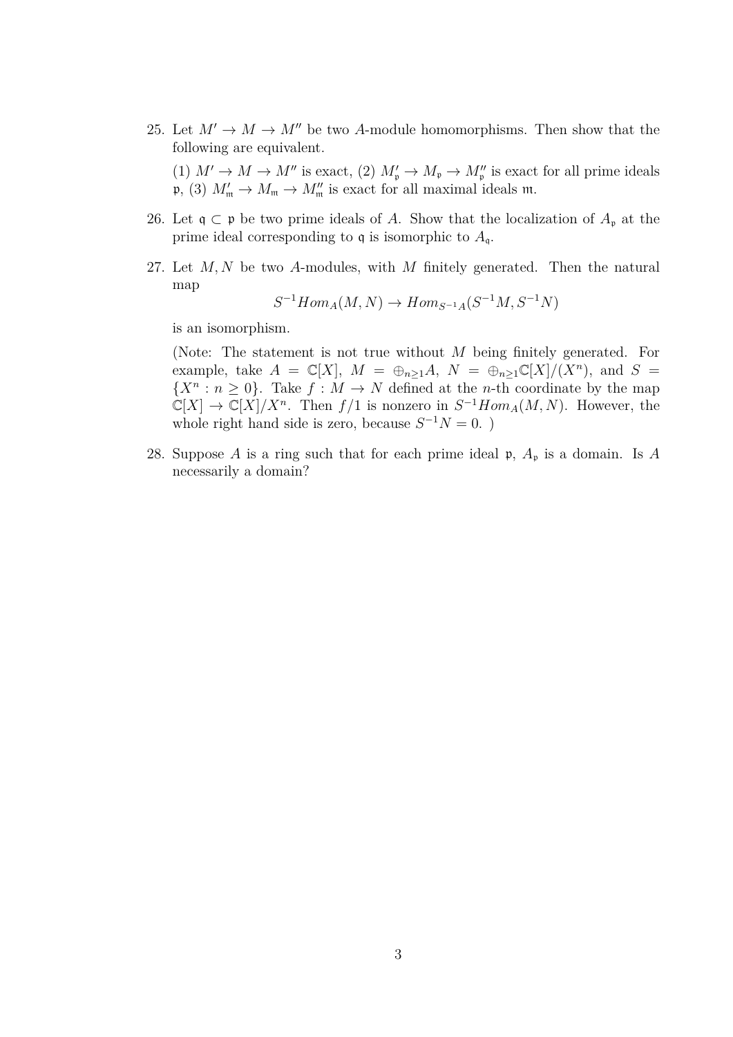25. Let $M' \to M \to M''$ be two $A$-module homomorphisms. Then show that the following are equivalent.

    (1) $M' \to M \to M''$ is exact, (2) $M'_{\mathfrak{p}} \to M_{\mathfrak{p}} \to M''_{\mathfrak{p}}$ is exact for all prime ideals $\mathfrak{p}$, (3) $M'_{\mathfrak{m}} \to M_{\mathfrak{m}} \to M''_{\mathfrak{m}}$ is exact for all maximal ideals $\mathfrak{m}$.

26. Let $\mathfrak{q} \subset \mathfrak{p}$ be two prime ideals of $A$. Show that the localization of $A_{\mathfrak{p}}$ at the prime ideal corresponding to $\mathfrak{q}$ is isomorphic to $A_{\mathfrak{q}}$.

27. Let $M, N$ be two $A$-modules, with $M$ finitely generated. Then the natural map

    $$S^{-1}Hom_A(M, N) \to Hom_{S^{-1}A}(S^{-1}M, S^{-1}N)$$

    is an isomorphism.

    (Note: The statement is not true without $M$ being finitely generated. For example, take $A = \mathbb{C}[X]$, $M = \oplus_{n \geq 1} A$, $N = \oplus_{n \geq 1} \mathbb{C}[X]/(X^n)$, and $S = \{X^n : n \geq 0\}$. Take $f : M \to N$ defined at the $n$-th coordinate by the map $\mathbb{C}[X] \to \mathbb{C}[X]/X^n$. Then $f/1$ is nonzero in $S^{-1}Hom_A(M, N)$. However, the whole right hand side is zero, because $S^{-1}N = 0$. )

28. Suppose $A$ is a ring such that for each prime ideal $\mathfrak{p}$, $A_{\mathfrak{p}}$ is a domain. Is $A$ necessarily a domain?